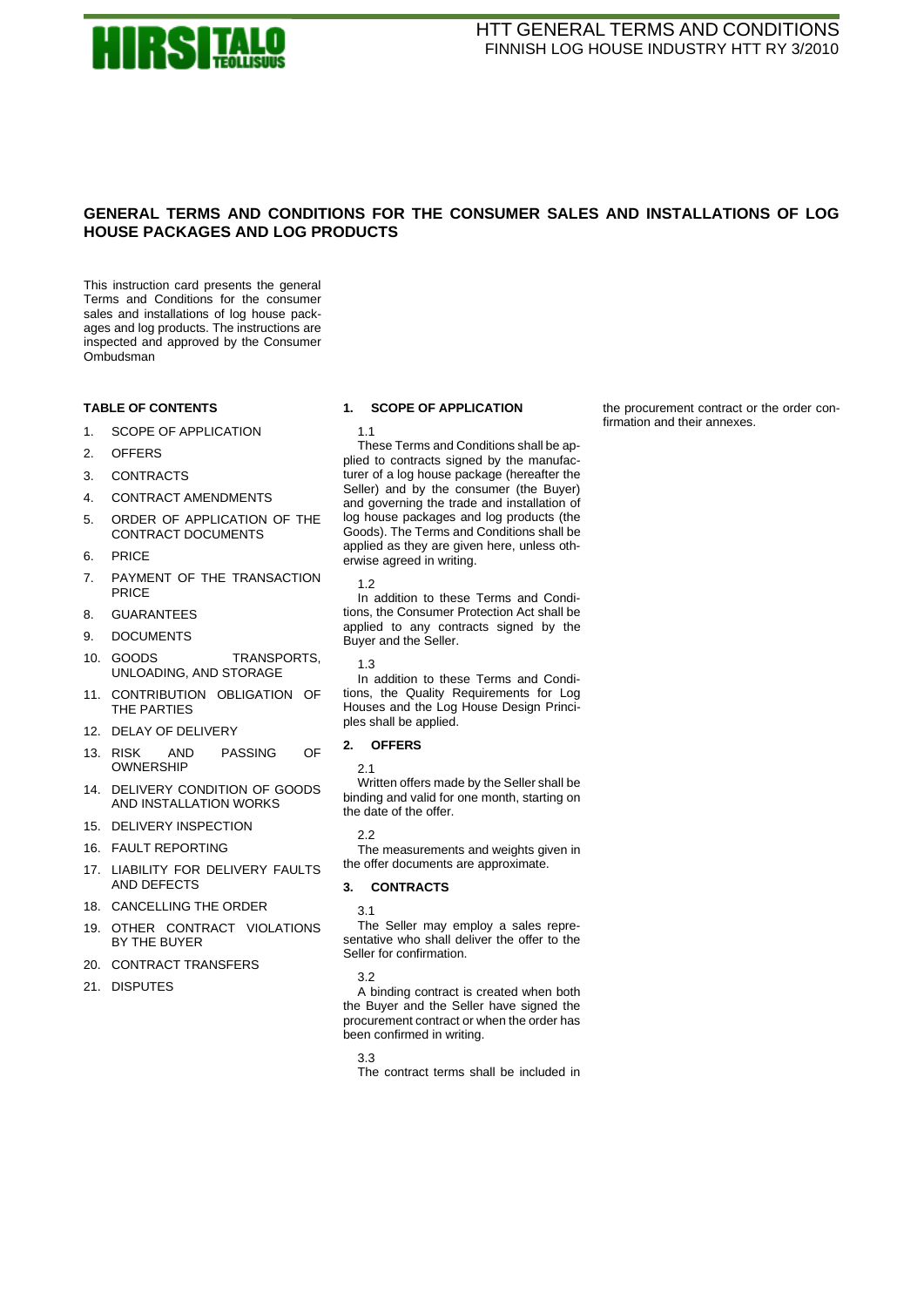# GENERAL TERMS AND CONDITIONS FOR THE CONSUMER SALES AND INSTALLATIONS OF LOG HOUSE PACKAGES AND LOG PRODUCTS

This instruction card presents the general Terms and Conditions for the consumer sales and installations of log house packages and log products. The instructions are inspected and approved by the Consumer Ombudsman

**TABLE OF CONTENTS**

1. SCOPE OF APPLICATION
2. OFFERS
3. CONTRACTS
4. CONTRACT AMENDMENTS
5. ORDER OF APPLICATION OF THE CONTRACT DOCUMENTS
6. PRICE
7. PAYMENT OF THE TRANSACTION PRICE
8. GUARANTEES
9. DOCUMENTS
10. GOODS TRANSPORTS, UNLOADING, AND STORAGE
11. CONTRIBUTION OBLIGATION OF THE PARTIES
12. DELAY OF DELIVERY
13. RISK AND PASSING OF OWNERSHIP
14. DELIVERY CONDITION OF GOODS AND INSTALLATION WORKS
15. DELIVERY INSPECTION
16. FAULT REPORTING
17. LIABILITY FOR DELIVERY FAULTS AND DEFECTS
18. CANCELLING THE ORDER
19. OTHER CONTRACT VIOLATIONS BY THE BUYER
20. CONTRACT TRANSFERS
21. DISPUTES

## 1. SCOPE OF APPLICATION

1.1

These Terms and Conditions shall be applied to contracts signed by the manufacturer of a log house package (hereafter the Seller) and by the consumer (the Buyer) and governing the trade and installation of log house packages and log products (the Goods). The Terms and Conditions shall be applied as they are given here, unless otherwise agreed in writing.

1.2

In addition to these Terms and Conditions, the Consumer Protection Act shall be applied to any contracts signed by the Buyer and the Seller.

1.3

In addition to these Terms and Conditions, the Quality Requirements for Log Houses and the Log House Design Principles shall be applied.

## 2. OFFERS

2.1

Written offers made by the Seller shall be binding and valid for one month, starting on the date of the offer.

2.2

The measurements and weights given in the offer documents are approximate.

## 3. CONTRACTS

3.1

The Seller may employ a sales representative who shall deliver the offer to the Seller for confirmation.

3.2

A binding contract is created when both the Buyer and the Seller have signed the procurement contract or when the order has been confirmed in writing.

3.3

The contract terms shall be included in the procurement contract or the order confirmation and their annexes.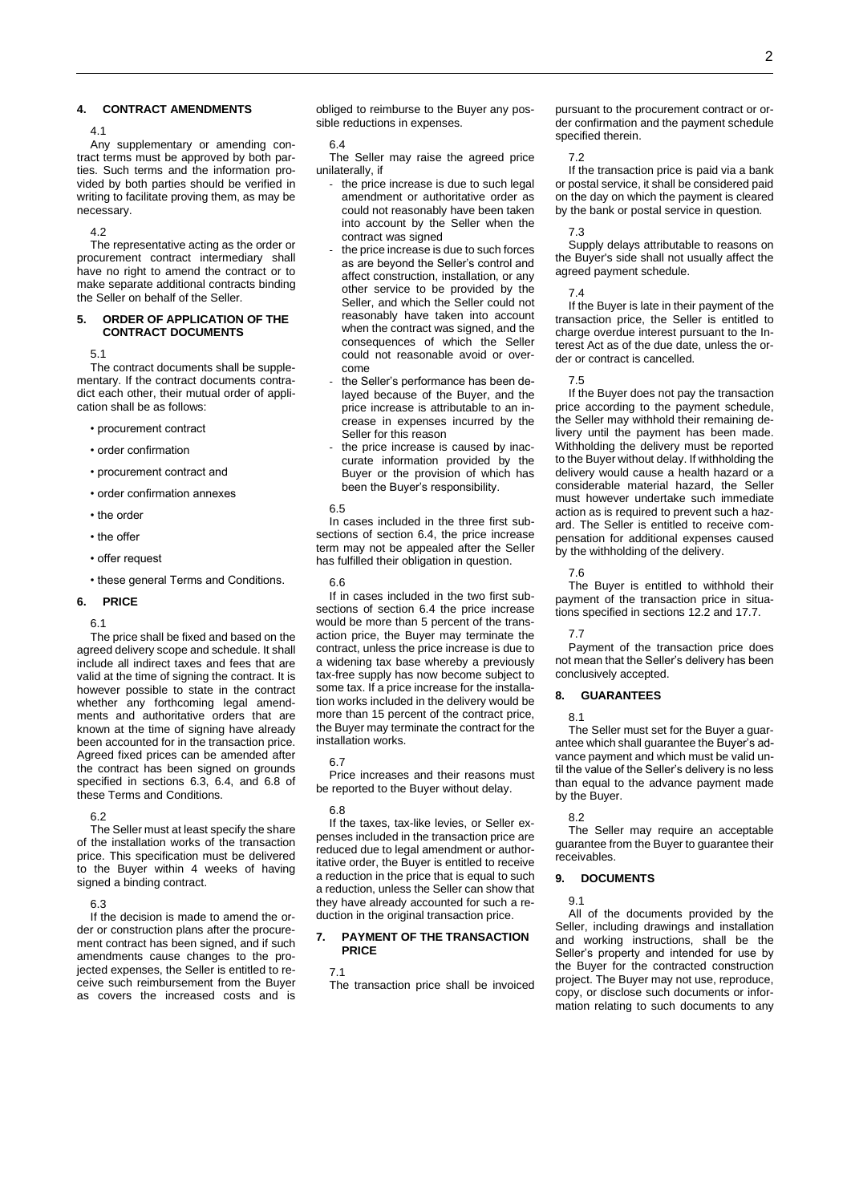## 4. CONTRACT AMENDMENTS

4.1

Any supplementary or amending contract terms must be approved by both parties. Such terms and the information provided by both parties should be verified in writing to facilitate proving them, as may be necessary.

4.2

The representative acting as the order or procurement contract intermediary shall have no right to amend the contract or to make separate additional contracts binding the Seller on behalf of the Seller.

## 5. ORDER OF APPLICATION OF THE CONTRACT DOCUMENTS

5.1

The contract documents shall be supplementary. If the contract documents contradict each other, their mutual order of application shall be as follows:

- procurement contract
- order confirmation
- procurement contract and
- order confirmation annexes
- the order
- the offer
- offer request
- these general Terms and Conditions.

## 6. PRICE

6.1

The price shall be fixed and based on the agreed delivery scope and schedule. It shall include all indirect taxes and fees that are valid at the time of signing the contract. It is however possible to state in the contract whether any forthcoming legal amendments and authoritative orders that are known at the time of signing have already been accounted for in the transaction price. Agreed fixed prices can be amended after the contract has been signed on grounds specified in sections 6.3, 6.4, and 6.8 of these Terms and Conditions.

6.2

The Seller must at least specify the share of the installation works of the transaction price. This specification must be delivered to the Buyer within 4 weeks of having signed a binding contract.

6.3

If the decision is made to amend the order or construction plans after the procurement contract has been signed, and if such amendments cause changes to the projected expenses, the Seller is entitled to receive such reimbursement from the Buyer as covers the increased costs and is obliged to reimburse to the Buyer any possible reductions in expenses.

6.4

The Seller may raise the agreed price unilaterally, if

- the price increase is due to such legal amendment or authoritative order as could not reasonably have been taken into account by the Seller when the contract was signed
- the price increase is due to such forces as are beyond the Seller's control and affect construction, installation, or any other service to be provided by the Seller, and which the Seller could not reasonably have taken into account when the contract was signed, and the consequences of which the Seller could not reasonable avoid or overcome
- the Seller's performance has been delayed because of the Buyer, and the price increase is attributable to an increase in expenses incurred by the Seller for this reason
- the price increase is caused by inaccurate information provided by the Buyer or the provision of which has been the Buyer's responsibility.

6.5

In cases included in the three first subsections of section 6.4, the price increase term may not be appealed after the Seller has fulfilled their obligation in question.

6.6

If in cases included in the two first subsections of section 6.4 the price increase would be more than 5 percent of the transaction price, the Buyer may terminate the contract, unless the price increase is due to a widening tax base whereby a previously tax-free supply has now become subject to some tax. If a price increase for the installation works included in the delivery would be more than 15 percent of the contract price, the Buyer may terminate the contract for the installation works.

6.7

Price increases and their reasons must be reported to the Buyer without delay.

6.8

If the taxes, tax-like levies, or Seller expenses included in the transaction price are reduced due to legal amendment or authoritative order, the Buyer is entitled to receive a reduction in the price that is equal to such a reduction, unless the Seller can show that they have already accounted for such a reduction in the original transaction price.

## 7. PAYMENT OF THE TRANSACTION PRICE

7.1

The transaction price shall be invoiced pursuant to the procurement contract or order confirmation and the payment schedule specified therein.

7.2

If the transaction price is paid via a bank or postal service, it shall be considered paid on the day on which the payment is cleared by the bank or postal service in question.

7.3

Supply delays attributable to reasons on the Buyer's side shall not usually affect the agreed payment schedule.

7.4

If the Buyer is late in their payment of the transaction price, the Seller is entitled to charge overdue interest pursuant to the Interest Act as of the due date, unless the order or contract is cancelled.

7.5

If the Buyer does not pay the transaction price according to the payment schedule, the Seller may withhold their remaining delivery until the payment has been made. Withholding the delivery must be reported to the Buyer without delay. If withholding the delivery would cause a health hazard or a considerable material hazard, the Seller must however undertake such immediate action as is required to prevent such a hazard. The Seller is entitled to receive compensation for additional expenses caused by the withholding of the delivery.

7.6

The Buyer is entitled to withhold their payment of the transaction price in situations specified in sections 12.2 and 17.7.

7.7

Payment of the transaction price does not mean that the Seller's delivery has been conclusively accepted.

## 8. GUARANTEES

8.1

The Seller must set for the Buyer a guarantee which shall guarantee the Buyer's advance payment and which must be valid until the value of the Seller's delivery is no less than equal to the advance payment made by the Buyer.

8.2

The Seller may require an acceptable guarantee from the Buyer to guarantee their receivables.

## 9. DOCUMENTS

9.1

All of the documents provided by the Seller, including drawings and installation and working instructions, shall be the Seller's property and intended for use by the Buyer for the contracted construction project. The Buyer may not use, reproduce, copy, or disclose such documents or information relating to such documents to any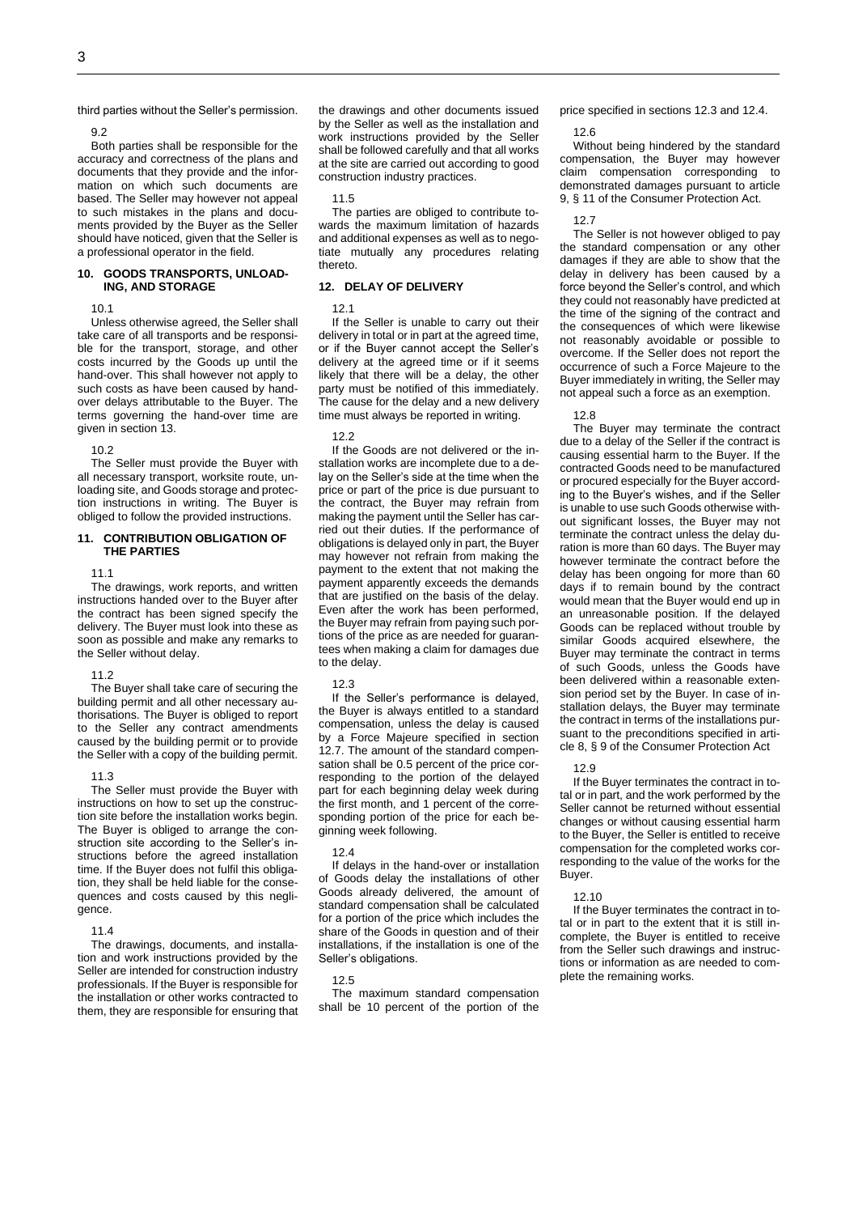third parties without the Seller's permission.

9.2

Both parties shall be responsible for the accuracy and correctness of the plans and documents that they provide and the information on which such documents are based. The Seller may however not appeal to such mistakes in the plans and documents provided by the Buyer as the Seller should have noticed, given that the Seller is a professional operator in the field.

## 10. GOODS TRANSPORTS, UNLOADING, AND STORAGE

10.1

Unless otherwise agreed, the Seller shall take care of all transports and be responsible for the transport, storage, and other costs incurred by the Goods up until the hand-over. This shall however not apply to such costs as have been caused by handover delays attributable to the Buyer. The terms governing the hand-over time are given in section 13.

10.2

The Seller must provide the Buyer with all necessary transport, worksite route, unloading site, and Goods storage and protection instructions in writing. The Buyer is obliged to follow the provided instructions.

## 11. CONTRIBUTION OBLIGATION OF THE PARTIES

11.1

The drawings, work reports, and written instructions handed over to the Buyer after the contract has been signed specify the delivery. The Buyer must look into these as soon as possible and make any remarks to the Seller without delay.

11.2

The Buyer shall take care of securing the building permit and all other necessary authorisations. The Buyer is obliged to report to the Seller any contract amendments caused by the building permit or to provide the Seller with a copy of the building permit.

11.3

The Seller must provide the Buyer with instructions on how to set up the construction site before the installation works begin. The Buyer is obliged to arrange the construction site according to the Seller's instructions before the agreed installation time. If the Buyer does not fulfil this obligation, they shall be held liable for the consequences and costs caused by this negligence.

11.4

The drawings, documents, and installation and work instructions provided by the Seller are intended for construction industry professionals. If the Buyer is responsible for the installation or other works contracted to them, they are responsible for ensuring that the drawings and other documents issued by the Seller as well as the installation and work instructions provided by the Seller shall be followed carefully and that all works at the site are carried out according to good construction industry practices.

11.5

The parties are obliged to contribute towards the maximum limitation of hazards and additional expenses as well as to negotiate mutually any procedures relating thereto.

## 12. DELAY OF DELIVERY

12.1

If the Seller is unable to carry out their delivery in total or in part at the agreed time, or if the Buyer cannot accept the Seller's delivery at the agreed time or if it seems likely that there will be a delay, the other party must be notified of this immediately. The cause for the delay and a new delivery time must always be reported in writing.

12.2

If the Goods are not delivered or the installation works are incomplete due to a delay on the Seller's side at the time when the price or part of the price is due pursuant to the contract, the Buyer may refrain from making the payment until the Seller has carried out their duties. If the performance of obligations is delayed only in part, the Buyer may however not refrain from making the payment to the extent that not making the payment apparently exceeds the demands that are justified on the basis of the delay. Even after the work has been performed, the Buyer may refrain from paying such portions of the price as are needed for guarantees when making a claim for damages due to the delay.

12.3

If the Seller's performance is delayed, the Buyer is always entitled to a standard compensation, unless the delay is caused by a Force Majeure specified in section 12.7. The amount of the standard compensation shall be 0.5 percent of the price corresponding to the portion of the delayed part for each beginning delay week during the first month, and 1 percent of the corresponding portion of the price for each beginning week following.

12.4

If delays in the hand-over or installation of Goods delay the installations of other Goods already delivered, the amount of standard compensation shall be calculated for a portion of the price which includes the share of the Goods in question and of their installations, if the installation is one of the Seller's obligations.

12.5

The maximum standard compensation shall be 10 percent of the portion of the price specified in sections 12.3 and 12.4.

12.6

Without being hindered by the standard compensation, the Buyer may however claim compensation corresponding to demonstrated damages pursuant to article 9, § 11 of the Consumer Protection Act.

12.7

The Seller is not however obliged to pay the standard compensation or any other damages if they are able to show that the delay in delivery has been caused by a force beyond the Seller's control, and which they could not reasonably have predicted at the time of the signing of the contract and the consequences of which were likewise not reasonably avoidable or possible to overcome. If the Seller does not report the occurrence of such a Force Majeure to the Buyer immediately in writing, the Seller may not appeal such a force as an exemption.

12.8

The Buyer may terminate the contract due to a delay of the Seller if the contract is causing essential harm to the Buyer. If the contracted Goods need to be manufactured or procured especially for the Buyer according to the Buyer's wishes, and if the Seller is unable to use such Goods otherwise without significant losses, the Buyer may not terminate the contract unless the delay duration is more than 60 days. The Buyer may however terminate the contract before the delay has been ongoing for more than 60 days if to remain bound by the contract would mean that the Buyer would end up in an unreasonable position. If the delayed Goods can be replaced without trouble by similar Goods acquired elsewhere, the Buyer may terminate the contract in terms of such Goods, unless the Goods have been delivered within a reasonable extension period set by the Buyer. In case of installation delays, the Buyer may terminate the contract in terms of the installations pursuant to the preconditions specified in article 8, § 9 of the Consumer Protection Act

12.9

If the Buyer terminates the contract in total or in part, and the work performed by the Seller cannot be returned without essential changes or without causing essential harm to the Buyer, the Seller is entitled to receive compensation for the completed works corresponding to the value of the works for the Buyer.

12.10

If the Buyer terminates the contract in total or in part to the extent that it is still incomplete, the Buyer is entitled to receive from the Seller such drawings and instructions or information as are needed to complete the remaining works.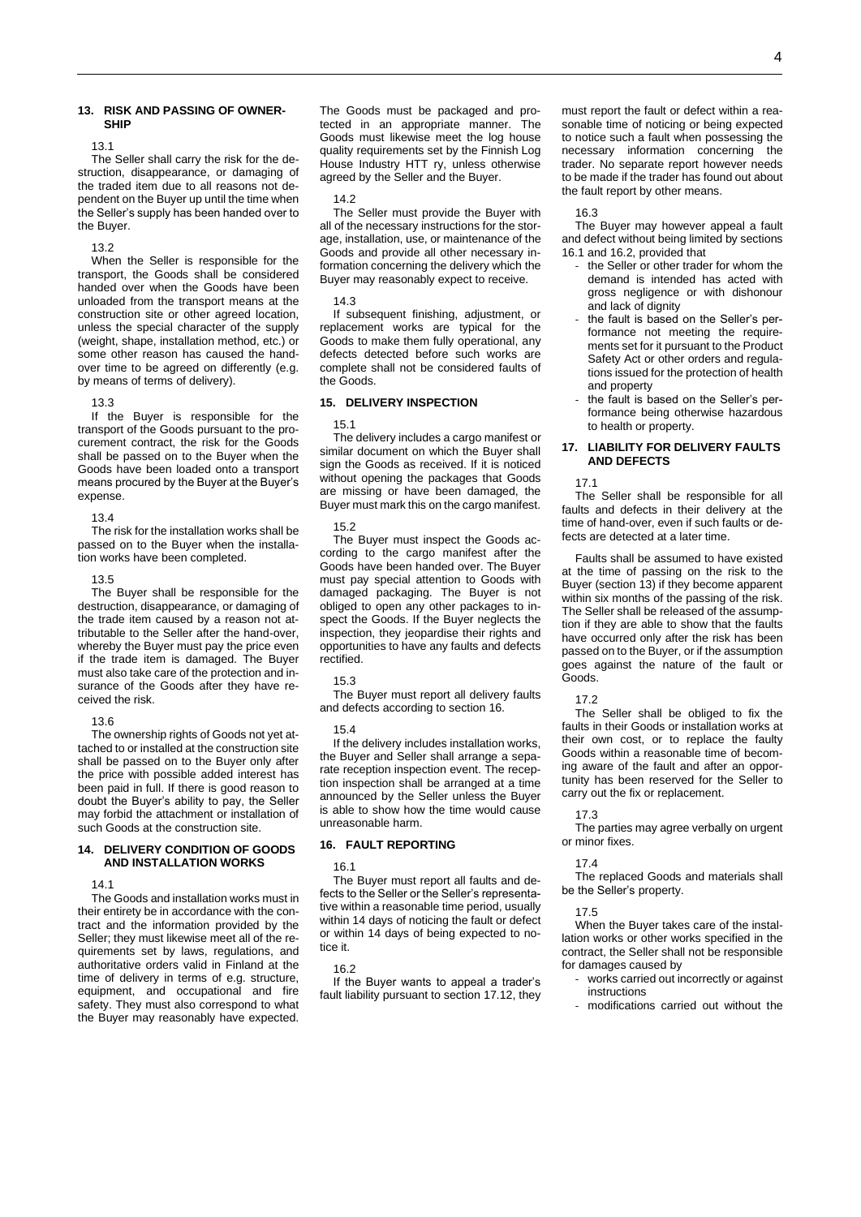## 13. RISK AND PASSING OF OWNERSHIP

13.1

The Seller shall carry the risk for the destruction, disappearance, or damaging of the traded item due to all reasons not dependent on the Buyer up until the time when the Seller's supply has been handed over to the Buyer.

13.2

When the Seller is responsible for the transport, the Goods shall be considered handed over when the Goods have been unloaded from the transport means at the construction site or other agreed location, unless the special character of the supply (weight, shape, installation method, etc.) or some other reason has caused the handover time to be agreed on differently (e.g. by means of terms of delivery).

13.3

If the Buyer is responsible for the transport of the Goods pursuant to the procurement contract, the risk for the Goods shall be passed on to the Buyer when the Goods have been loaded onto a transport means procured by the Buyer at the Buyer's expense.

13.4

The risk for the installation works shall be passed on to the Buyer when the installation works have been completed.

13.5

The Buyer shall be responsible for the destruction, disappearance, or damaging of the trade item caused by a reason not attributable to the Seller after the hand-over, whereby the Buyer must pay the price even if the trade item is damaged. The Buyer must also take care of the protection and insurance of the Goods after they have received the risk.

13.6

The ownership rights of Goods not yet attached to or installed at the construction site shall be passed on to the Buyer only after the price with possible added interest has been paid in full. If there is good reason to doubt the Buyer's ability to pay, the Seller may forbid the attachment or installation of such Goods at the construction site.

## 14. DELIVERY CONDITION OF GOODS AND INSTALLATION WORKS

14.1

The Goods and installation works must in their entirety be in accordance with the contract and the information provided by the Seller; they must likewise meet all of the requirements set by laws, regulations, and authoritative orders valid in Finland at the time of delivery in terms of e.g. structure, equipment, and occupational and fire safety. They must also correspond to what the Buyer may reasonably have expected. The Goods must be packaged and protected in an appropriate manner. The Goods must likewise meet the log house quality requirements set by the Finnish Log House Industry HTT ry, unless otherwise agreed by the Seller and the Buyer.

14.2

The Seller must provide the Buyer with all of the necessary instructions for the storage, installation, use, or maintenance of the Goods and provide all other necessary information concerning the delivery which the Buyer may reasonably expect to receive.

14.3

If subsequent finishing, adjustment, or replacement works are typical for the Goods to make them fully operational, any defects detected before such works are complete shall not be considered faults of the Goods.

## 15. DELIVERY INSPECTION

15.1

The delivery includes a cargo manifest or similar document on which the Buyer shall sign the Goods as received. If it is noticed without opening the packages that Goods are missing or have been damaged, the Buyer must mark this on the cargo manifest.

15.2

The Buyer must inspect the Goods according to the cargo manifest after the Goods have been handed over. The Buyer must pay special attention to Goods with damaged packaging. The Buyer is not obliged to open any other packages to inspect the Goods. If the Buyer neglects the inspection, they jeopardise their rights and opportunities to have any faults and defects rectified.

15.3

The Buyer must report all delivery faults and defects according to section 16.

15.4

If the delivery includes installation works, the Buyer and Seller shall arrange a separate reception inspection event. The reception inspection shall be arranged at a time announced by the Seller unless the Buyer is able to show how the time would cause unreasonable harm.

## 16. FAULT REPORTING

16.1

The Buyer must report all faults and defects to the Seller or the Seller's representative within a reasonable time period, usually within 14 days of noticing the fault or defect or within 14 days of being expected to notice it.

16.2

If the Buyer wants to appeal a trader's fault liability pursuant to section 17.12, they must report the fault or defect within a reasonable time of noticing or being expected to notice such a fault when possessing the necessary information concerning the trader. No separate report however needs to be made if the trader has found out about the fault report by other means.

16.3

The Buyer may however appeal a fault and defect without being limited by sections 16.1 and 16.2, provided that

- the Seller or other trader for whom the demand is intended has acted with gross negligence or with dishonour and lack of dignity
- the fault is based on the Seller's performance not meeting the requirements set for it pursuant to the Product Safety Act or other orders and regulations issued for the protection of health and property
- the fault is based on the Seller's performance being otherwise hazardous to health or property.

## 17. LIABILITY FOR DELIVERY FAULTS AND DEFECTS

17.1

The Seller shall be responsible for all faults and defects in their delivery at the time of hand-over, even if such faults or defects are detected at a later time.

Faults shall be assumed to have existed at the time of passing on the risk to the Buyer (section 13) if they become apparent within six months of the passing of the risk. The Seller shall be released of the assumption if they are able to show that the faults have occurred only after the risk has been passed on to the Buyer, or if the assumption goes against the nature of the fault or Goods.

17.2

The Seller shall be obliged to fix the faults in their Goods or installation works at their own cost, or to replace the faulty Goods within a reasonable time of becoming aware of the fault and after an opportunity has been reserved for the Seller to carry out the fix or replacement.

17.3

The parties may agree verbally on urgent or minor fixes.

17.4

The replaced Goods and materials shall be the Seller's property.

17.5

When the Buyer takes care of the installation works or other works specified in the contract, the Seller shall not be responsible for damages caused by

- works carried out incorrectly or against instructions
- modifications carried out without the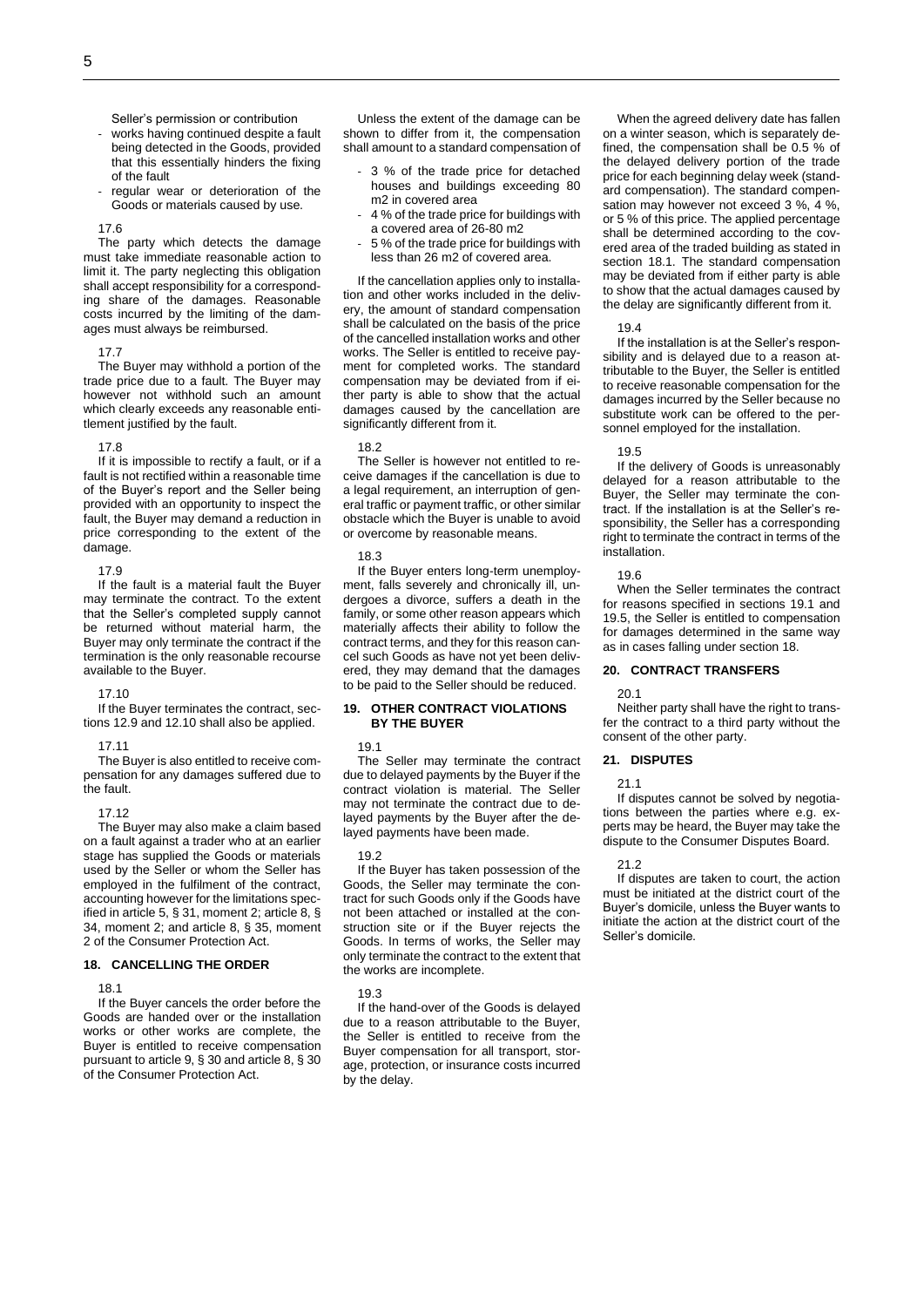Seller's permission or contribution

- works having continued despite a fault being detected in the Goods, provided that this essentially hinders the fixing of the fault
- regular wear or deterioration of the Goods or materials caused by use.

17.6

The party which detects the damage must take immediate reasonable action to limit it. The party neglecting this obligation shall accept responsibility for a corresponding share of the damages. Reasonable costs incurred by the limiting of the damages must always be reimbursed.

17.7

The Buyer may withhold a portion of the trade price due to a fault. The Buyer may however not withhold such an amount which clearly exceeds any reasonable entitlement justified by the fault.

17.8

If it is impossible to rectify a fault, or if a fault is not rectified within a reasonable time of the Buyer's report and the Seller being provided with an opportunity to inspect the fault, the Buyer may demand a reduction in price corresponding to the extent of the damage.

17.9

If the fault is a material fault the Buyer may terminate the contract. To the extent that the Seller's completed supply cannot be returned without material harm, the Buyer may only terminate the contract if the termination is the only reasonable recourse available to the Buyer.

17.10

If the Buyer terminates the contract, sections 12.9 and 12.10 shall also be applied.

17.11

The Buyer is also entitled to receive compensation for any damages suffered due to the fault.

17.12

The Buyer may also make a claim based on a fault against a trader who at an earlier stage has supplied the Goods or materials used by the Seller or whom the Seller has employed in the fulfilment of the contract, accounting however for the limitations specified in article 5, § 31, moment 2; article 8, § 34, moment 2; and article 8, § 35, moment 2 of the Consumer Protection Act.

## 18. CANCELLING THE ORDER

18.1

If the Buyer cancels the order before the Goods are handed over or the installation works or other works are complete, the Buyer is entitled to receive compensation pursuant to article 9, § 30 and article 8, § 30 of the Consumer Protection Act.

Unless the extent of the damage can be shown to differ from it, the compensation shall amount to a standard compensation of

- 3 % of the trade price for detached houses and buildings exceeding 80 m2 in covered area
- 4 % of the trade price for buildings with a covered area of 26-80 m2
- 5 % of the trade price for buildings with less than 26 m2 of covered area.

If the cancellation applies only to installation and other works included in the delivery, the amount of standard compensation shall be calculated on the basis of the price of the cancelled installation works and other works. The Seller is entitled to receive payment for completed works. The standard compensation may be deviated from if either party is able to show that the actual damages caused by the cancellation are significantly different from it.

18.2

The Seller is however not entitled to receive damages if the cancellation is due to a legal requirement, an interruption of general traffic or payment traffic, or other similar obstacle which the Buyer is unable to avoid or overcome by reasonable means.

18.3

If the Buyer enters long-term unemployment, falls severely and chronically ill, undergoes a divorce, suffers a death in the family, or some other reason appears which materially affects their ability to follow the contract terms, and they for this reason cancel such Goods as have not yet been delivered, they may demand that the damages to be paid to the Seller should be reduced.

## 19. OTHER CONTRACT VIOLATIONS BY THE BUYER

19.1

The Seller may terminate the contract due to delayed payments by the Buyer if the contract violation is material. The Seller may not terminate the contract due to delayed payments by the Buyer after the delayed payments have been made.

19.2

If the Buyer has taken possession of the Goods, the Seller may terminate the contract for such Goods only if the Goods have not been attached or installed at the construction site or if the Buyer rejects the Goods. In terms of works, the Seller may only terminate the contract to the extent that the works are incomplete.

19.3

If the hand-over of the Goods is delayed due to a reason attributable to the Buyer, the Seller is entitled to receive from the Buyer compensation for all transport, storage, protection, or insurance costs incurred by the delay.

When the agreed delivery date has fallen on a winter season, which is separately defined, the compensation shall be 0.5 % of the delayed delivery portion of the trade price for each beginning delay week (standard compensation). The standard compensation may however not exceed 3 %, 4 %, or 5 % of this price. The applied percentage shall be determined according to the covered area of the traded building as stated in section 18.1. The standard compensation may be deviated from if either party is able to show that the actual damages caused by the delay are significantly different from it.

19.4

If the installation is at the Seller's responsibility and is delayed due to a reason attributable to the Buyer, the Seller is entitled to receive reasonable compensation for the damages incurred by the Seller because no substitute work can be offered to the personnel employed for the installation.

19.5

If the delivery of Goods is unreasonably delayed for a reason attributable to the Buyer, the Seller may terminate the contract. If the installation is at the Seller's responsibility, the Seller has a corresponding right to terminate the contract in terms of the installation.

19.6

When the Seller terminates the contract for reasons specified in sections 19.1 and 19.5, the Seller is entitled to compensation for damages determined in the same way as in cases falling under section 18.

## 20. CONTRACT TRANSFERS

20.1

Neither party shall have the right to transfer the contract to a third party without the consent of the other party.

## 21. DISPUTES

21.1

If disputes cannot be solved by negotiations between the parties where e.g. experts may be heard, the Buyer may take the dispute to the Consumer Disputes Board.

21.2

If disputes are taken to court, the action must be initiated at the district court of the Buyer's domicile, unless the Buyer wants to initiate the action at the district court of the Seller's domicile.